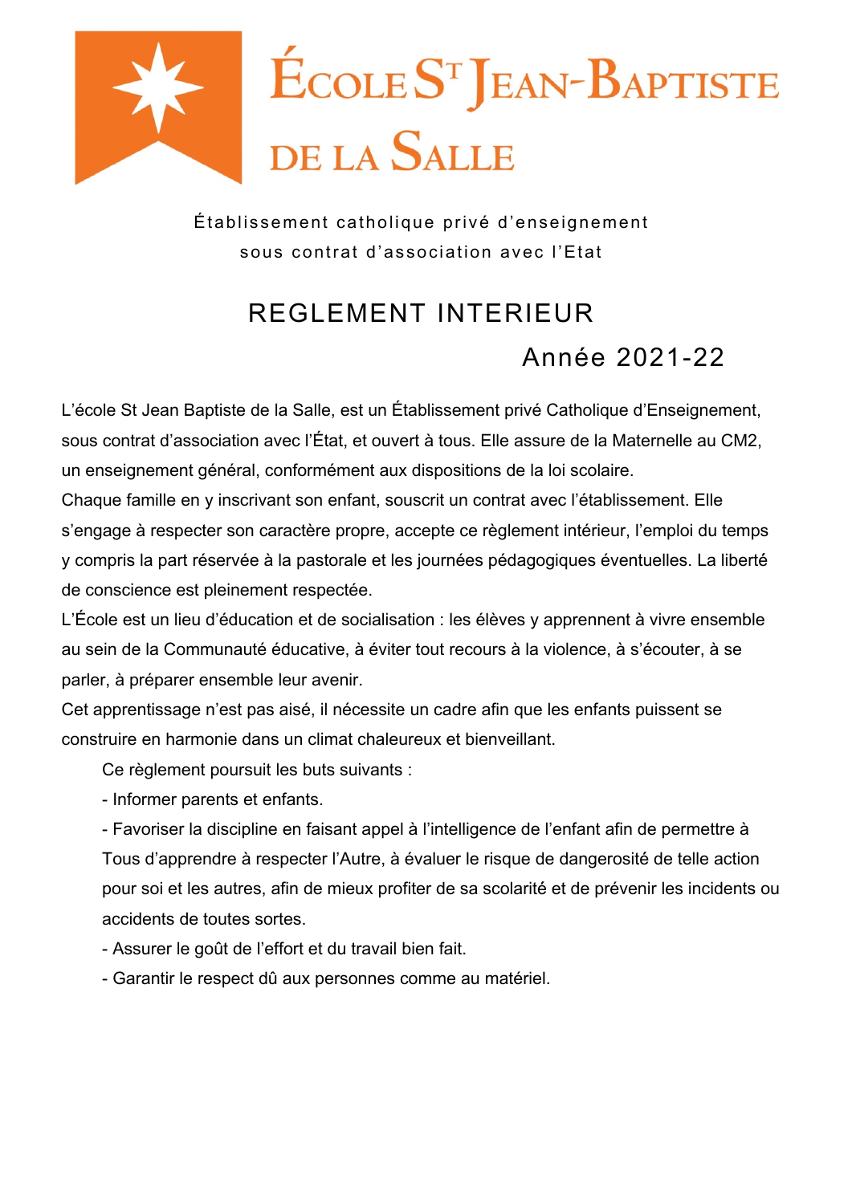# ÉCOLE ST JEAN-BAPTISTE DE LA SALLE

Établissement catholique privé d'enseignement
sous contrat d'association avec l'Etat

## REGLEMENT INTERIEUR

Année 2021-22

L'école St Jean Baptiste de la Salle, est un Établissement privé Catholique d'Enseignement, sous contrat d'association avec l'État, et ouvert à tous. Elle assure de la Maternelle au CM2, un enseignement général, conformément aux dispositions de la loi scolaire.
Chaque famille en y inscrivant son enfant, souscrit un contrat avec l'établissement. Elle s'engage à respecter son caractère propre, accepte ce règlement intérieur, l'emploi du temps y compris la part réservée à la pastorale et les journées pédagogiques éventuelles. La liberté de conscience est pleinement respectée.
L'École est un lieu d'éducation et de socialisation : les élèves y apprennent à vivre ensemble au sein de la Communauté éducative, à éviter tout recours à la violence, à s'écouter, à se parler, à préparer ensemble leur avenir.
Cet apprentissage n'est pas aisé, il nécessite un cadre afin que les enfants puissent se construire en harmonie dans un climat chaleureux et bienveillant.

Ce règlement poursuit les buts suivants :

- Informer parents et enfants.
- Favoriser la discipline en faisant appel à l'intelligence de l'enfant afin de permettre à Tous d'apprendre à respecter l'Autre, à évaluer le risque de dangerosité de telle action pour soi et les autres, afin de mieux profiter de sa scolarité et de prévenir les incidents ou accidents de toutes sortes.
- Assurer le goût de l'effort et du travail bien fait.
- Garantir le respect dû aux personnes comme au matériel.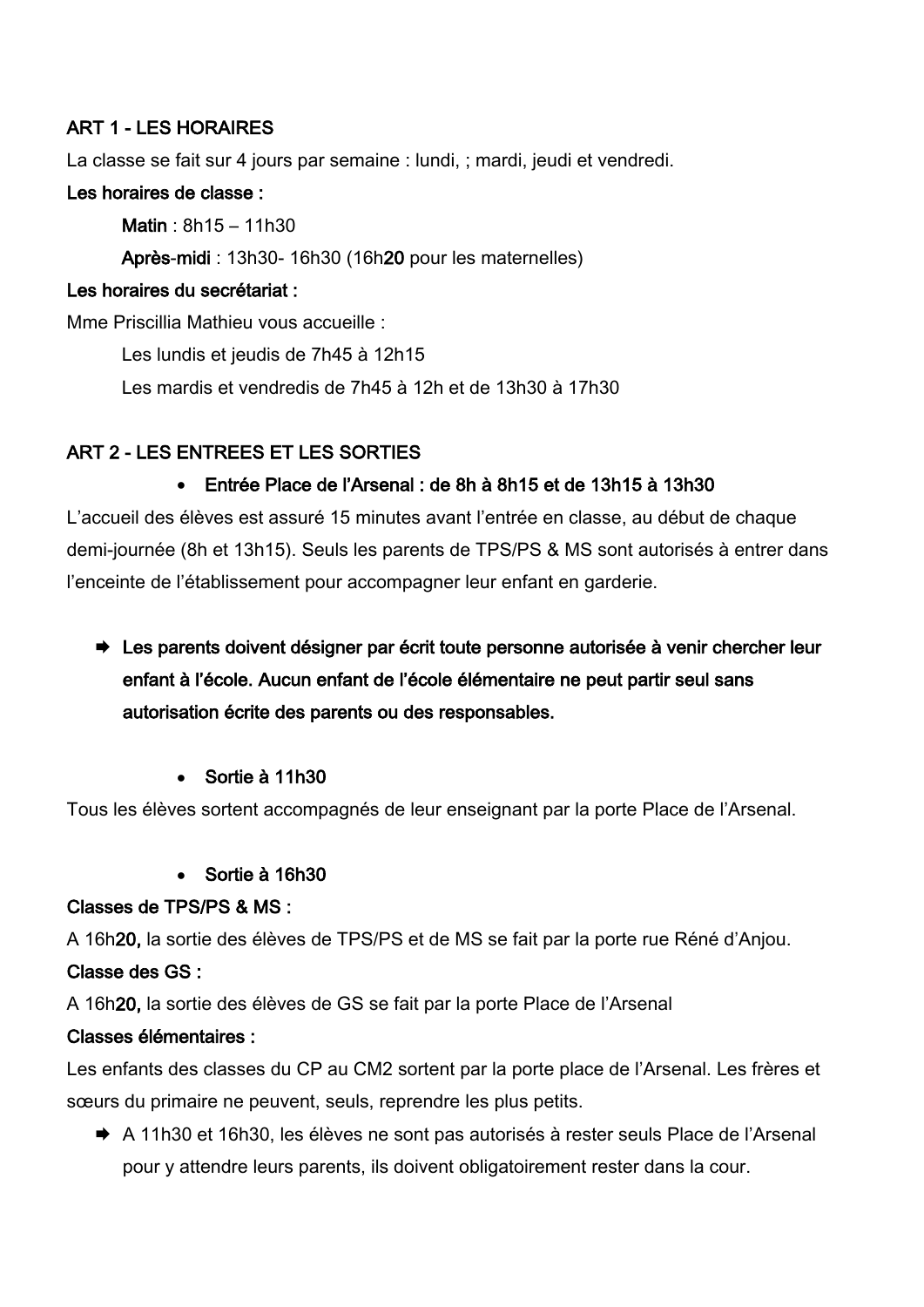## ART 1 - LES HORAIRES

La classe se fait sur 4 jours par semaine : lundi, ; mardi, jeudi et vendredi.

**Les horaires de classe :**

> **Matin** : 8h15 – 11h30
>
> **Après-midi** : 13h30- 16h30 (16h**20** pour les maternelles)

**Les horaires du secrétariat :**

Mme Priscillia Mathieu vous accueille :

> Les lundis et jeudis de 7h45 à 12h15
>
> Les mardis et vendredis de 7h45 à 12h et de 13h30 à 17h30

## ART 2 - LES ENTREES ET LES SORTIES

- **Entrée Place de l'Arsenal : de 8h à 8h15 et de 13h15 à 13h30**

L'accueil des élèves est assuré 15 minutes avant l'entrée en classe, au début de chaque demi-journée (8h et 13h15). Seuls les parents de TPS/PS & MS sont autorisés à entrer dans l'enceinte de l'établissement pour accompagner leur enfant en garderie.

➡ **Les parents doivent désigner par écrit toute personne autorisée à venir chercher leur enfant à l'école. Aucun enfant de l'école élémentaire ne peut partir seul sans autorisation écrite des parents ou des responsables.**

- **Sortie à 11h30**

Tous les élèves sortent accompagnés de leur enseignant par la porte Place de l'Arsenal.

- **Sortie à 16h30**

**Classes de TPS/PS & MS :**

A 16h**20,** la sortie des élèves de TPS/PS et de MS se fait par la porte rue Réné d'Anjou.

**Classe des GS :**

A 16h**20,** la sortie des élèves de GS se fait par la porte Place de l'Arsenal

**Classes élémentaires :**

Les enfants des classes du CP au CM2 sortent par la porte place de l'Arsenal. Les frères et sœurs du primaire ne peuvent, seuls, reprendre les plus petits.

➡ A 11h30 et 16h30, les élèves ne sont pas autorisés à rester seuls Place de l'Arsenal pour y attendre leurs parents, ils doivent obligatoirement rester dans la cour.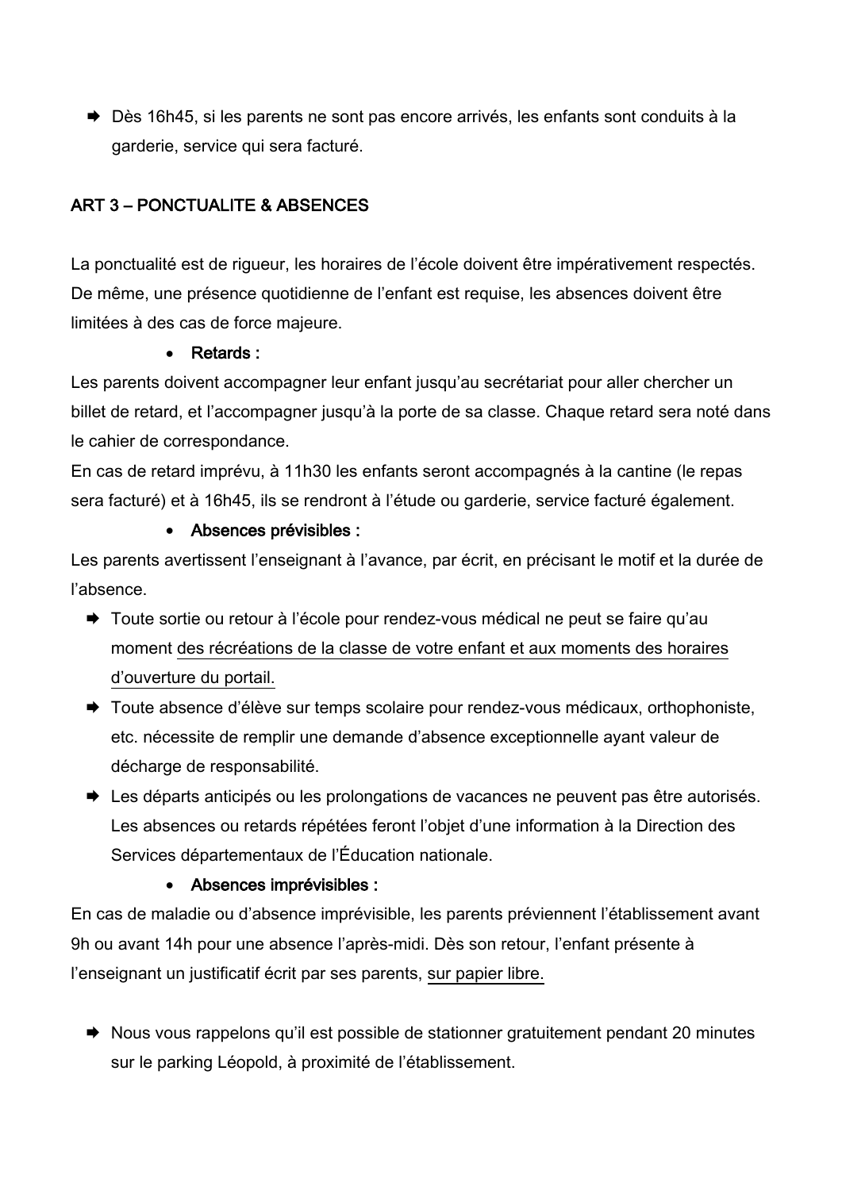- ➡ Dès 16h45, si les parents ne sont pas encore arrivés, les enfants sont conduits à la garderie, service qui sera facturé.

## ART 3 – PONCTUALITE & ABSENCES

La ponctualité est de rigueur, les horaires de l'école doivent être impérativement respectés. De même, une présence quotidienne de l'enfant est requise, les absences doivent être limitées à des cas de force majeure.

- **Retards :**

Les parents doivent accompagner leur enfant jusqu'au secrétariat pour aller chercher un billet de retard, et l'accompagner jusqu'à la porte de sa classe. Chaque retard sera noté dans le cahier de correspondance.
En cas de retard imprévu, à 11h30 les enfants seront accompagnés à la cantine (le repas sera facturé) et à 16h45, ils se rendront à l'étude ou garderie, service facturé également.

- **Absences prévisibles :**

Les parents avertissent l'enseignant à l'avance, par écrit, en précisant le motif et la durée de l'absence.

- ➡ Toute sortie ou retour à l'école pour rendez-vous médical ne peut se faire qu'au moment <u>des récréations de la classe de votre enfant et aux moments des horaires d'ouverture du portail.</u>
- ➡ Toute absence d'élève sur temps scolaire pour rendez-vous médicaux, orthophoniste, etc. nécessite de remplir une demande d'absence exceptionnelle ayant valeur de décharge de responsabilité.
- ➡ Les départs anticipés ou les prolongations de vacances ne peuvent pas être autorisés. Les absences ou retards répétées feront l'objet d'une information à la Direction des Services départementaux de l'Éducation nationale.

- **Absences imprévisibles :**

En cas de maladie ou d'absence imprévisible, les parents préviennent l'établissement avant 9h ou avant 14h pour une absence l'après-midi. Dès son retour, l'enfant présente à l'enseignant un justificatif écrit par ses parents, <u>sur papier libre.</u>

- ➡ Nous vous rappelons qu'il est possible de stationner gratuitement pendant 20 minutes sur le parking Léopold, à proximité de l'établissement.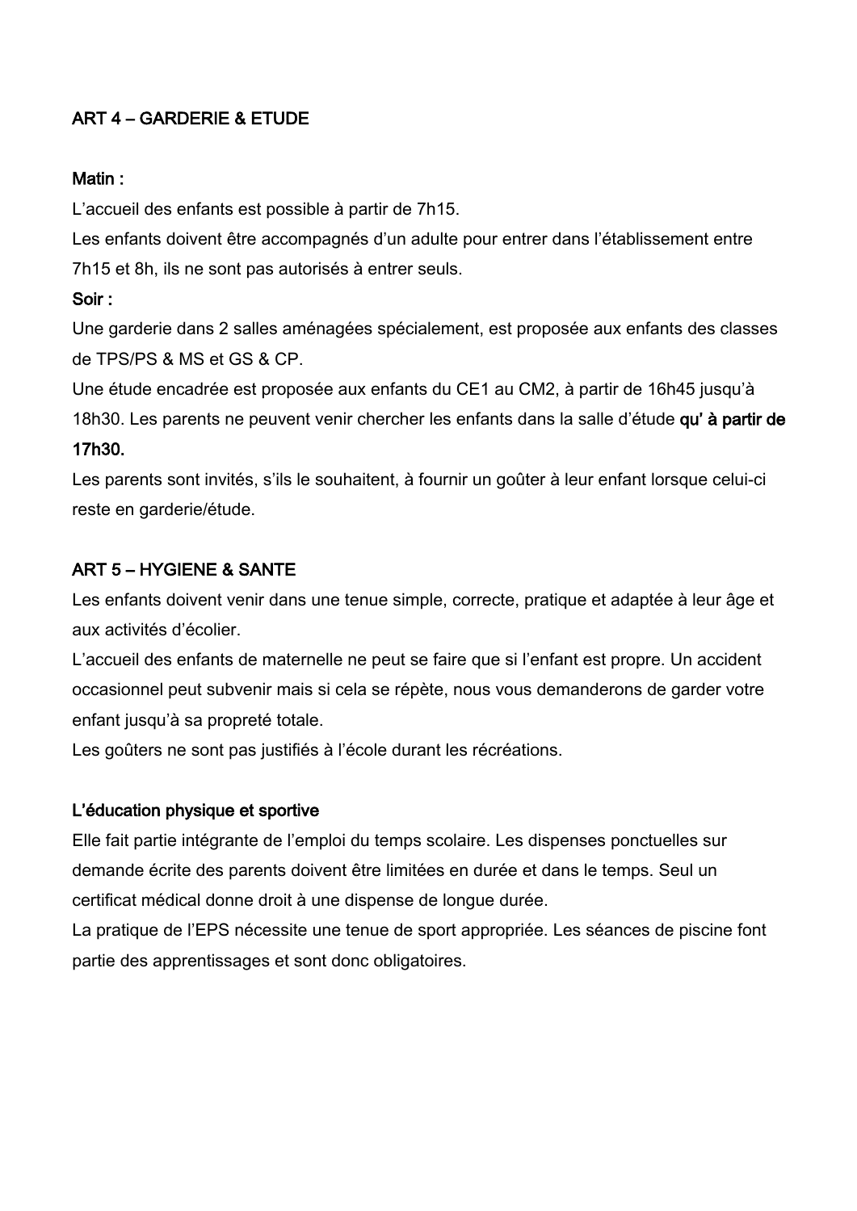## ART 4 – GARDERIE & ETUDE

**Matin :**
L'accueil des enfants est possible à partir de 7h15.
Les enfants doivent être accompagnés d'un adulte pour entrer dans l'établissement entre 7h15 et 8h, ils ne sont pas autorisés à entrer seuls.
**Soir :**
Une garderie dans 2 salles aménagées spécialement, est proposée aux enfants des classes de TPS/PS & MS et GS & CP.
Une étude encadrée est proposée aux enfants du CE1 au CM2, à partir de 16h45 jusqu'à 18h30. Les parents ne peuvent venir chercher les enfants dans la salle d'étude **qu' à partir de 17h30.**
Les parents sont invités, s'ils le souhaitent, à fournir un goûter à leur enfant lorsque celui-ci reste en garderie/étude.

## ART 5 – HYGIENE & SANTE

Les enfants doivent venir dans une tenue simple, correcte, pratique et adaptée à leur âge et aux activités d'écolier.
L'accueil des enfants de maternelle ne peut se faire que si l'enfant est propre. Un accident occasionnel peut subvenir mais si cela se répète, nous vous demanderons de garder votre enfant jusqu'à sa propreté totale.
Les goûters ne sont pas justifiés à l'école durant les récréations.

### L'éducation physique et sportive

Elle fait partie intégrante de l'emploi du temps scolaire. Les dispenses ponctuelles sur demande écrite des parents doivent être limitées en durée et dans le temps. Seul un certificat médical donne droit à une dispense de longue durée.
La pratique de l'EPS nécessite une tenue de sport appropriée. Les séances de piscine font partie des apprentissages et sont donc obligatoires.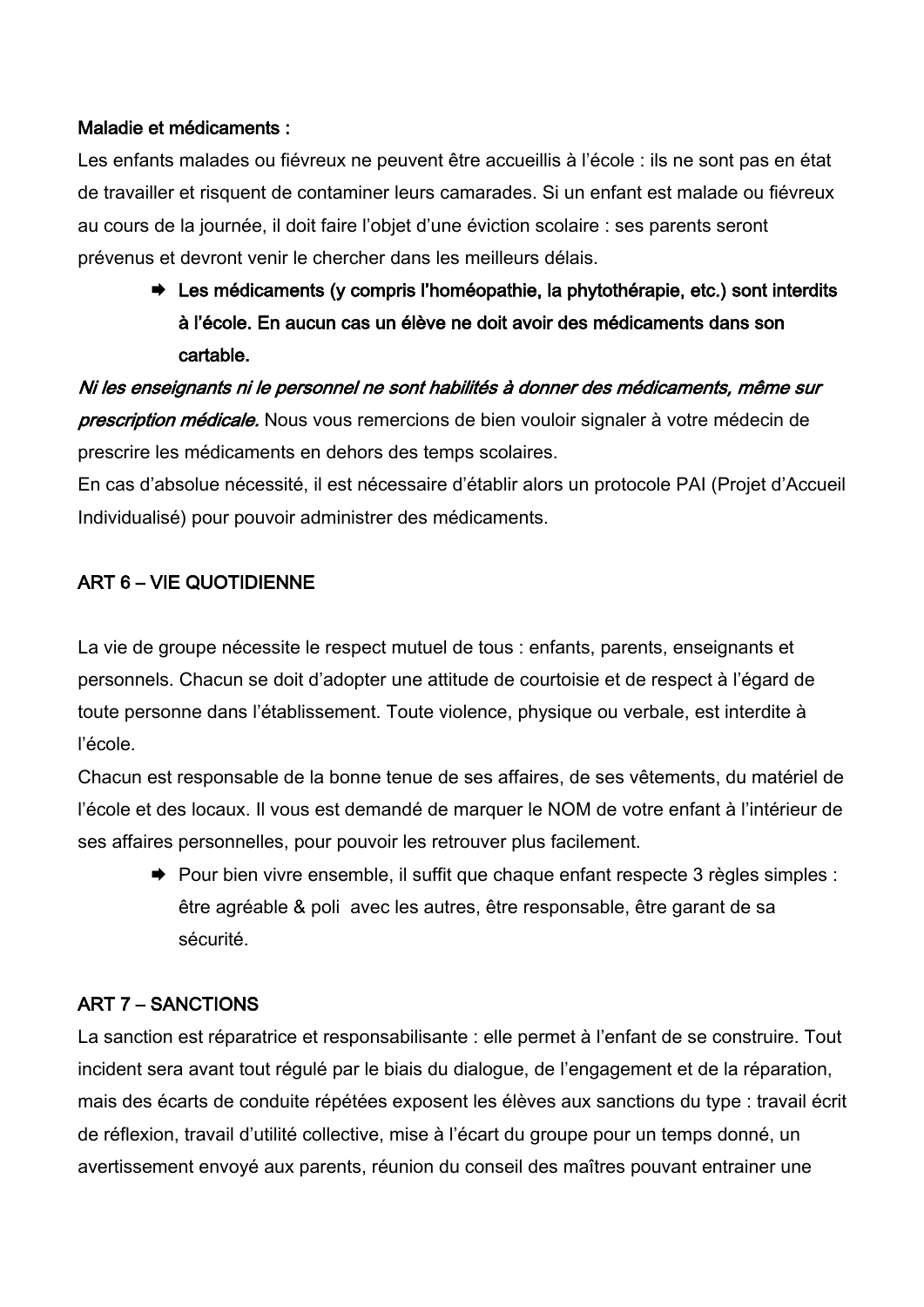**Maladie et médicaments :**

Les enfants malades ou fiévreux ne peuvent être accueillis à l'école : ils ne sont pas en état de travailler et risquent de contaminer leurs camarades. Si un enfant est malade ou fiévreux au cours de la journée, il doit faire l'objet d'une éviction scolaire : ses parents seront prévenus et devront venir le chercher dans les meilleurs délais.

- ➡ **Les médicaments (y compris l'homéopathie, la phytothérapie, etc.) sont interdits à l'école. En aucun cas un élève ne doit avoir des médicaments dans son cartable.**

***Ni les enseignants ni le personnel ne sont habilités à donner des médicaments, même sur prescription médicale.*** Nous vous remercions de bien vouloir signaler à votre médecin de prescrire les médicaments en dehors des temps scolaires.

En cas d'absolue nécessité, il est nécessaire d'établir alors un protocole PAI (Projet d'Accueil Individualisé) pour pouvoir administrer des médicaments.

## ART 6 – VIE QUOTIDIENNE

La vie de groupe nécessite le respect mutuel de tous : enfants, parents, enseignants et personnels. Chacun se doit d'adopter une attitude de courtoisie et de respect à l'égard de toute personne dans l'établissement. Toute violence, physique ou verbale, est interdite à l'école.

Chacun est responsable de la bonne tenue de ses affaires, de ses vêtements, du matériel de l'école et des locaux. Il vous est demandé de marquer le NOM de votre enfant à l'intérieur de ses affaires personnelles, pour pouvoir les retrouver plus facilement.

- ➡ Pour bien vivre ensemble, il suffit que chaque enfant respecte 3 règles simples : être agréable & poli avec les autres, être responsable, être garant de sa sécurité.

## ART 7 – SANCTIONS

La sanction est réparatrice et responsabilisante : elle permet à l'enfant de se construire. Tout incident sera avant tout régulé par le biais du dialogue, de l'engagement et de la réparation, mais des écarts de conduite répétées exposent les élèves aux sanctions du type : travail écrit de réflexion, travail d'utilité collective, mise à l'écart du groupe pour un temps donné, un avertissement envoyé aux parents, réunion du conseil des maîtres pouvant entrainer une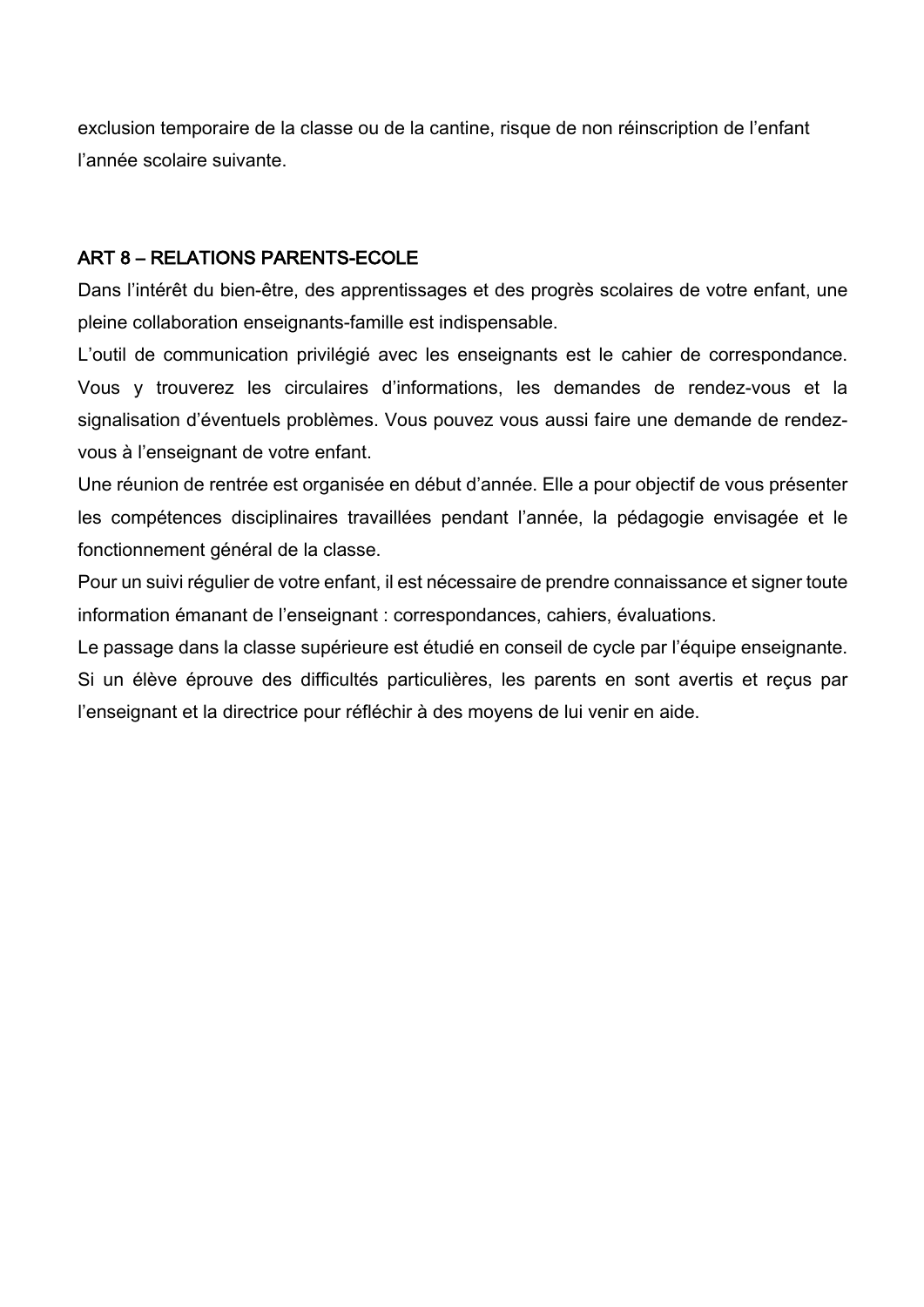exclusion temporaire de la classe ou de la cantine, risque de non réinscription de l'enfant l'année scolaire suivante.

## ART 8 – RELATIONS PARENTS-ECOLE

Dans l'intérêt du bien-être, des apprentissages et des progrès scolaires de votre enfant, une pleine collaboration enseignants-famille est indispensable.

L'outil de communication privilégié avec les enseignants est le cahier de correspondance. Vous y trouverez les circulaires d'informations, les demandes de rendez-vous et la signalisation d'éventuels problèmes. Vous pouvez vous aussi faire une demande de rendez-vous à l'enseignant de votre enfant.

Une réunion de rentrée est organisée en début d'année. Elle a pour objectif de vous présenter les compétences disciplinaires travaillées pendant l'année, la pédagogie envisagée et le fonctionnement général de la classe.

Pour un suivi régulier de votre enfant, il est nécessaire de prendre connaissance et signer toute information émanant de l'enseignant : correspondances, cahiers, évaluations.

Le passage dans la classe supérieure est étudié en conseil de cycle par l'équipe enseignante.

Si un élève éprouve des difficultés particulières, les parents en sont avertis et reçus par l'enseignant et la directrice pour réfléchir à des moyens de lui venir en aide.